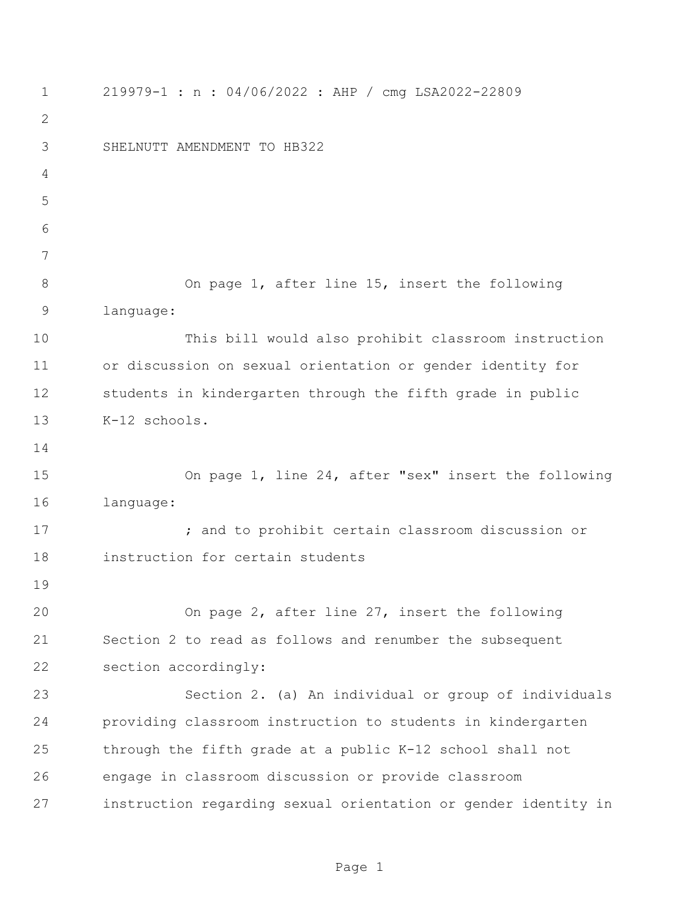219979-1 : n : 04/06/2022 : AHP / cmg LSA2022-22809

SHELNUTT AMENDMENT TO HB322

On page 1, after line 15, insert the following language:

This bill would also prohibit classroom instruction or discussion on sexual orientation or gender identity for students in kindergarten through the fifth grade in public K-12 schools.

On page 1, line 24, after "sex" insert the following language:

; and to prohibit certain classroom discussion or instruction for certain students

On page 2, after line 27, insert the following Section 2 to read as follows and renumber the subsequent section accordingly:

Section 2. (a) An individual or group of individuals providing classroom instruction to students in kindergarten through the fifth grade at a public K-12 school shall not engage in classroom discussion or provide classroom instruction regarding sexual orientation or gender identity in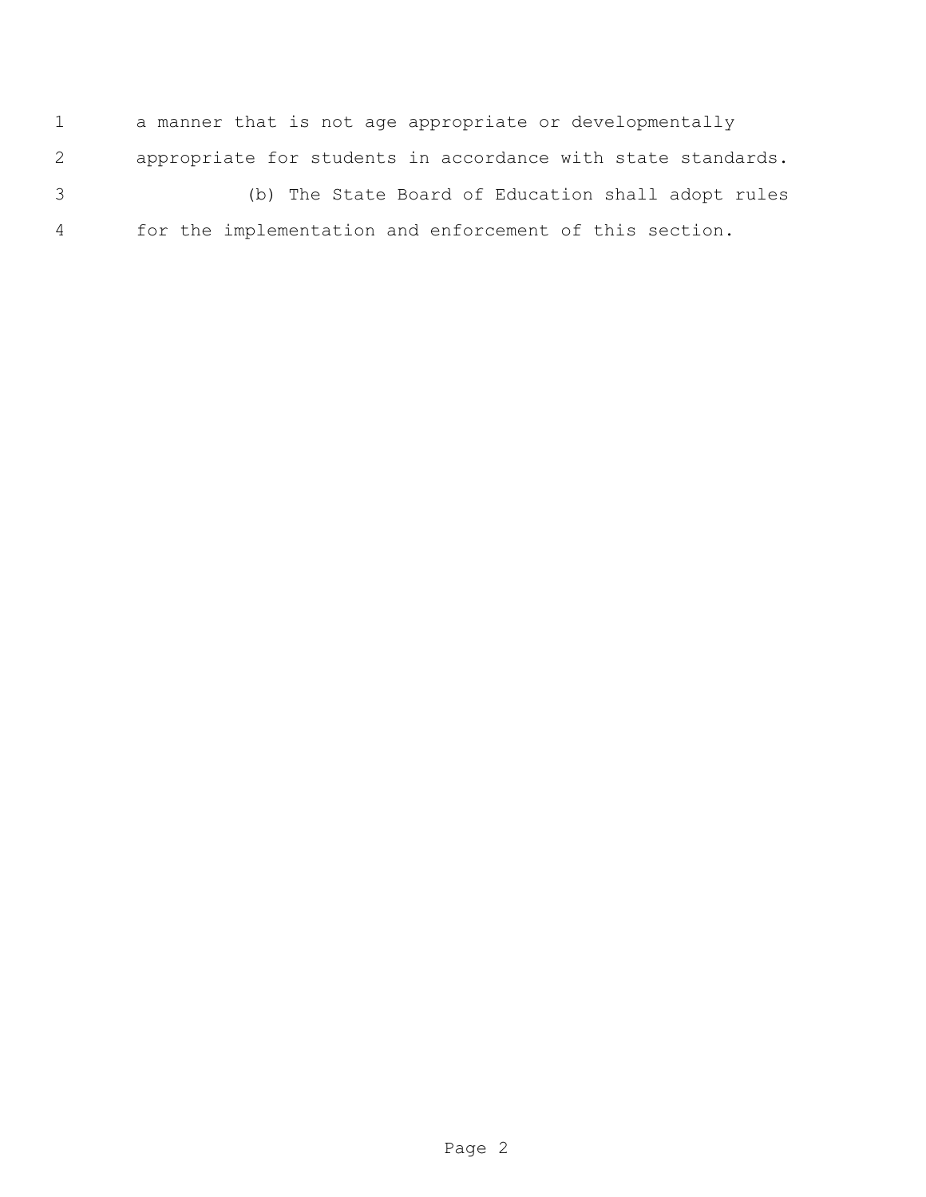a manner that is not age appropriate or developmentally appropriate for students in accordance with state standards.

(b) The State Board of Education shall adopt rules for the implementation and enforcement of this section.